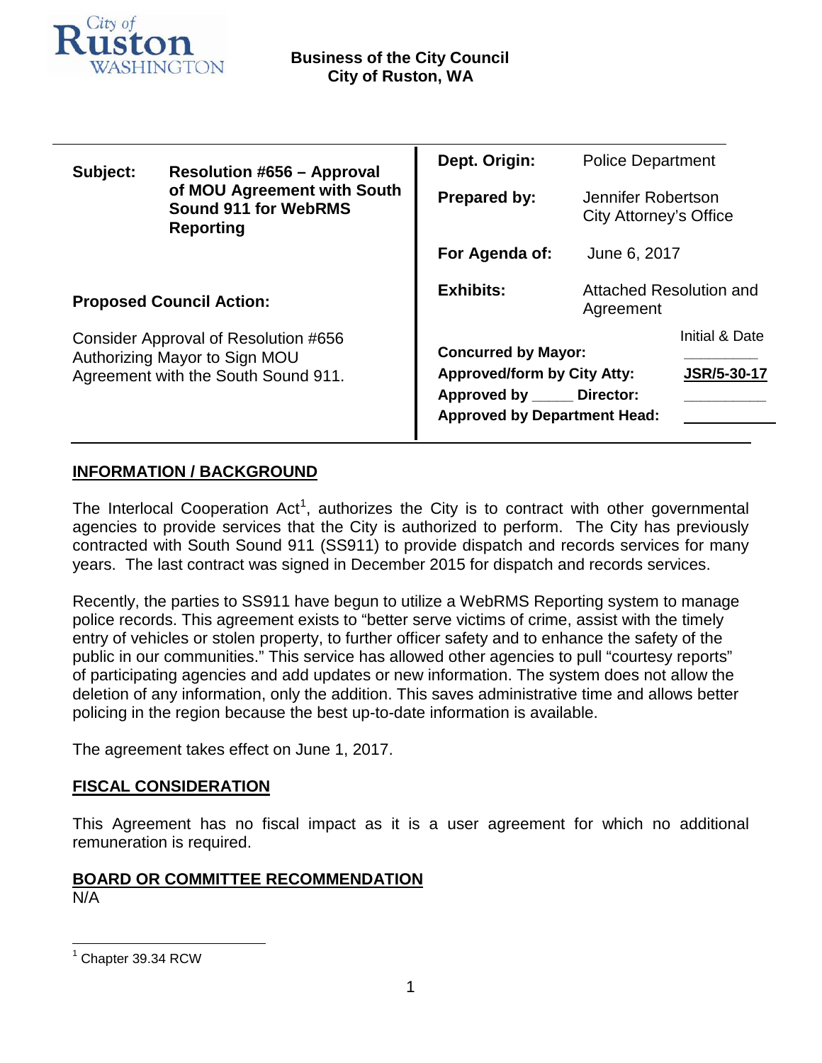City of Ruston WASHINGTON

**Business of the City Council**
**City of Ruston, WA**

| **Subject:** | **Resolution #656 – Approval of MOU Agreement with South Sound 911 for WebRMS Reporting** | **Dept. Origin:** | Police Department |
|---|---|---|---|
| | | **Prepared by:** | Jennifer Robertson City Attorney's Office |
| | | **For Agenda of:** | June 6, 2017 |
| **Proposed Council Action:** | | **Exhibits:** | Attached Resolution and Agreement |
| Consider Approval of Resolution #656 Authorizing Mayor to Sign MOU Agreement with the South Sound 911. | | | Initial & Date |
| | | **Concurred by Mayor:** | ________ |
| | | **Approved/form by City Atty:** | **JSR/5-30-17** |
| | | **Approved by _____ Director:** | ________ |
| | | **Approved by Department Head:** | ________ |

## INFORMATION / BACKGROUND

The Interlocal Cooperation Act[1], authorizes the City is to contract with other governmental agencies to provide services that the City is authorized to perform. The City has previously contracted with South Sound 911 (SS911) to provide dispatch and records services for many years. The last contract was signed in December 2015 for dispatch and records services.

Recently, the parties to SS911 have begun to utilize a WebRMS Reporting system to manage police records. This agreement exists to "better serve victims of crime, assist with the timely entry of vehicles or stolen property, to further officer safety and to enhance the safety of the public in our communities." This service has allowed other agencies to pull "courtesy reports" of participating agencies and add updates or new information. The system does not allow the deletion of any information, only the addition. This saves administrative time and allows better policing in the region because the best up-to-date information is available.

The agreement takes effect on June 1, 2017.

## FISCAL CONSIDERATION

This Agreement has no fiscal impact as it is a user agreement for which no additional remuneration is required.

## BOARD OR COMMITTEE RECOMMENDATION

N/A

[1] Chapter 39.34 RCW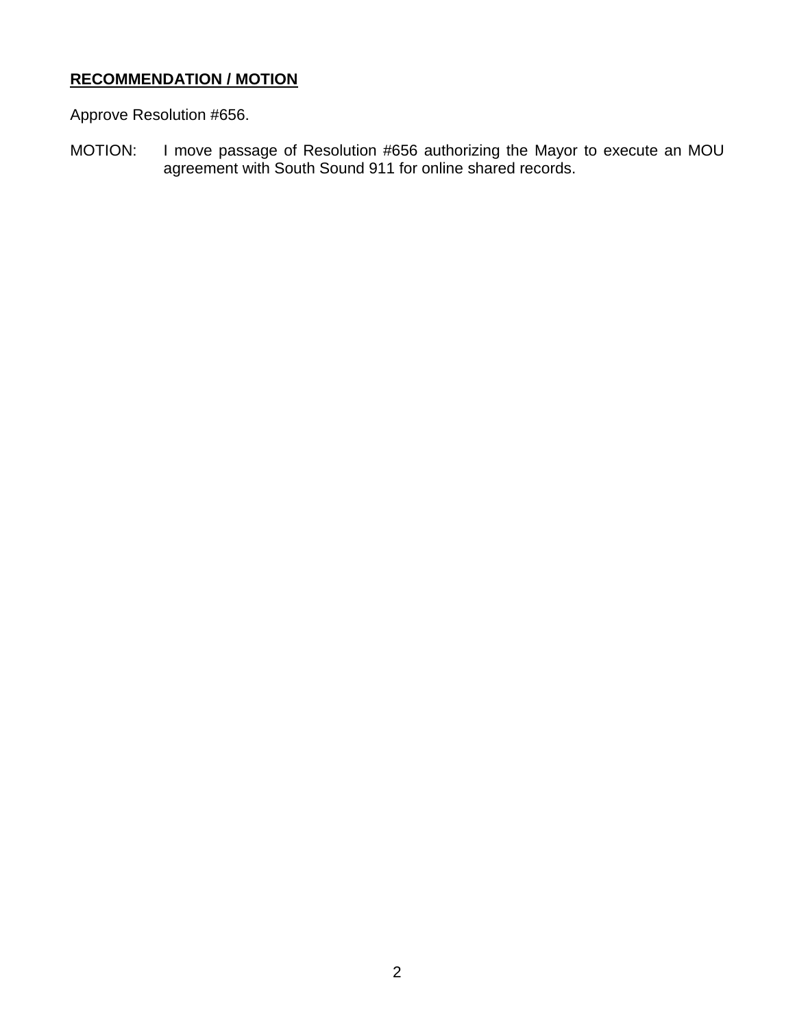**RECOMMENDATION / MOTION**

Approve Resolution #656.

MOTION: I move passage of Resolution #656 authorizing the Mayor to execute an MOU agreement with South Sound 911 for online shared records.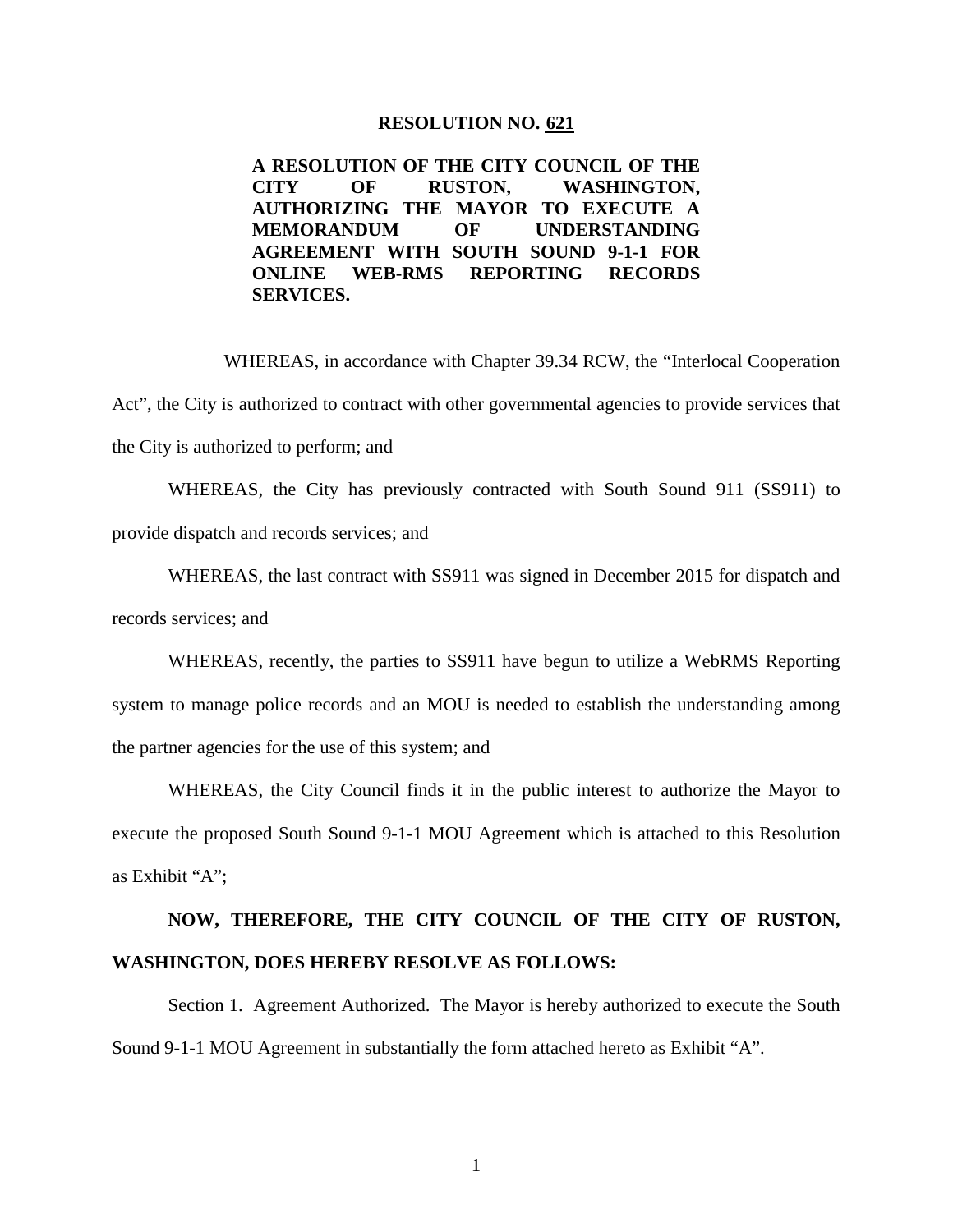**RESOLUTION NO. <u>621</u>**

**A RESOLUTION OF THE CITY COUNCIL OF THE CITY OF RUSTON, WASHINGTON, AUTHORIZING THE MAYOR TO EXECUTE A MEMORANDUM OF UNDERSTANDING AGREEMENT WITH SOUTH SOUND 9-1-1 FOR ONLINE WEB-RMS REPORTING RECORDS SERVICES.**

---

WHEREAS, in accordance with Chapter 39.34 RCW, the "Interlocal Cooperation Act", the City is authorized to contract with other governmental agencies to provide services that the City is authorized to perform; and

WHEREAS, the City has previously contracted with South Sound 911 (SS911) to provide dispatch and records services; and

WHEREAS, the last contract with SS911 was signed in December 2015 for dispatch and records services; and

WHEREAS, recently, the parties to SS911 have begun to utilize a WebRMS Reporting system to manage police records and an MOU is needed to establish the understanding among the partner agencies for the use of this system; and

WHEREAS, the City Council finds it in the public interest to authorize the Mayor to execute the proposed South Sound 9-1-1 MOU Agreement which is attached to this Resolution as Exhibit "A";

**NOW, THEREFORE, THE CITY COUNCIL OF THE CITY OF RUSTON, WASHINGTON, DOES HEREBY RESOLVE AS FOLLOWS:**

<u>Section 1</u>. <u>Agreement Authorized.</u> The Mayor is hereby authorized to execute the South Sound 9-1-1 MOU Agreement in substantially the form attached hereto as Exhibit "A".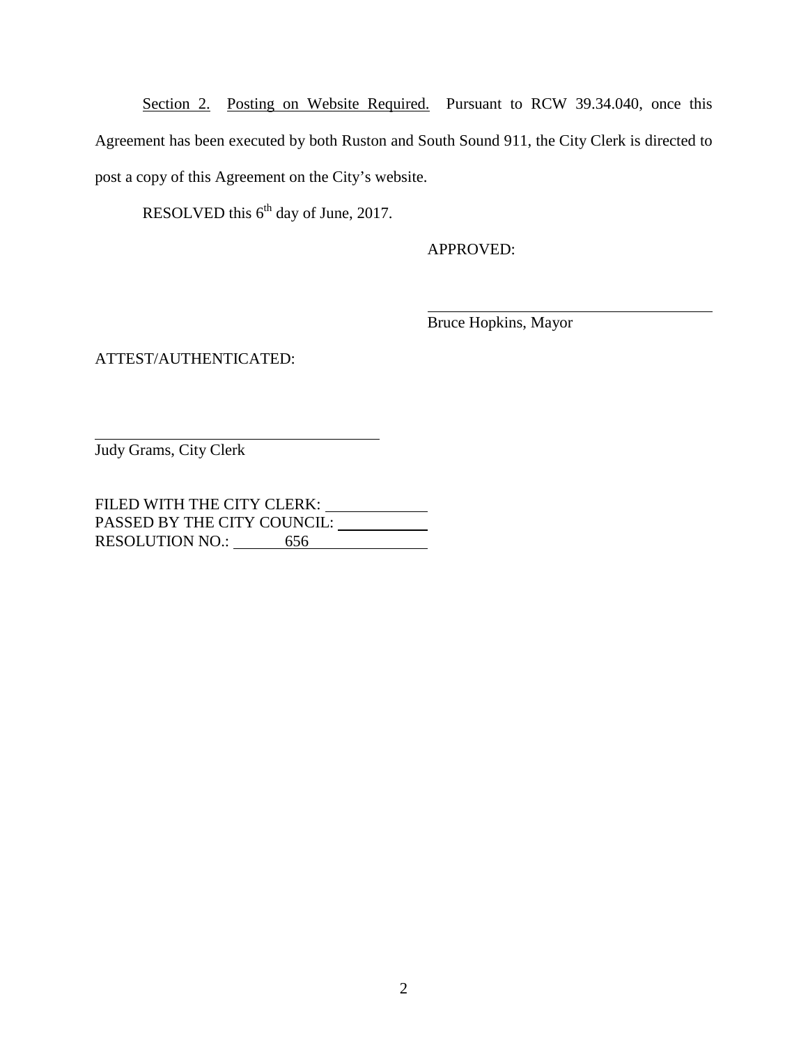Section 2. Posting on Website Required. Pursuant to RCW 39.34.040, once this Agreement has been executed by both Ruston and South Sound 911, the City Clerk is directed to post a copy of this Agreement on the City's website.

RESOLVED this 6th day of June, 2017.

APPROVED:

\_\_\_\_\_\_\_\_\_\_\_\_\_\_\_\_\_\_\_\_\_\_\_\_\_\_\_\_\_\_\_\_\_\_\_\_

Bruce Hopkins, Mayor

ATTEST/AUTHENTICATED:

\_\_\_\_\_\_\_\_\_\_\_\_\_\_\_\_\_\_\_\_\_\_\_\_\_\_\_\_\_\_\_\_\_\_\_\_

Judy Grams, City Clerk

FILED WITH THE CITY CLERK: \_\_\_\_\_\_\_\_\_\_\_\_
PASSED BY THE CITY COUNCIL: \_\_\_\_\_\_\_\_\_\_\_\_
RESOLUTION NO.: 656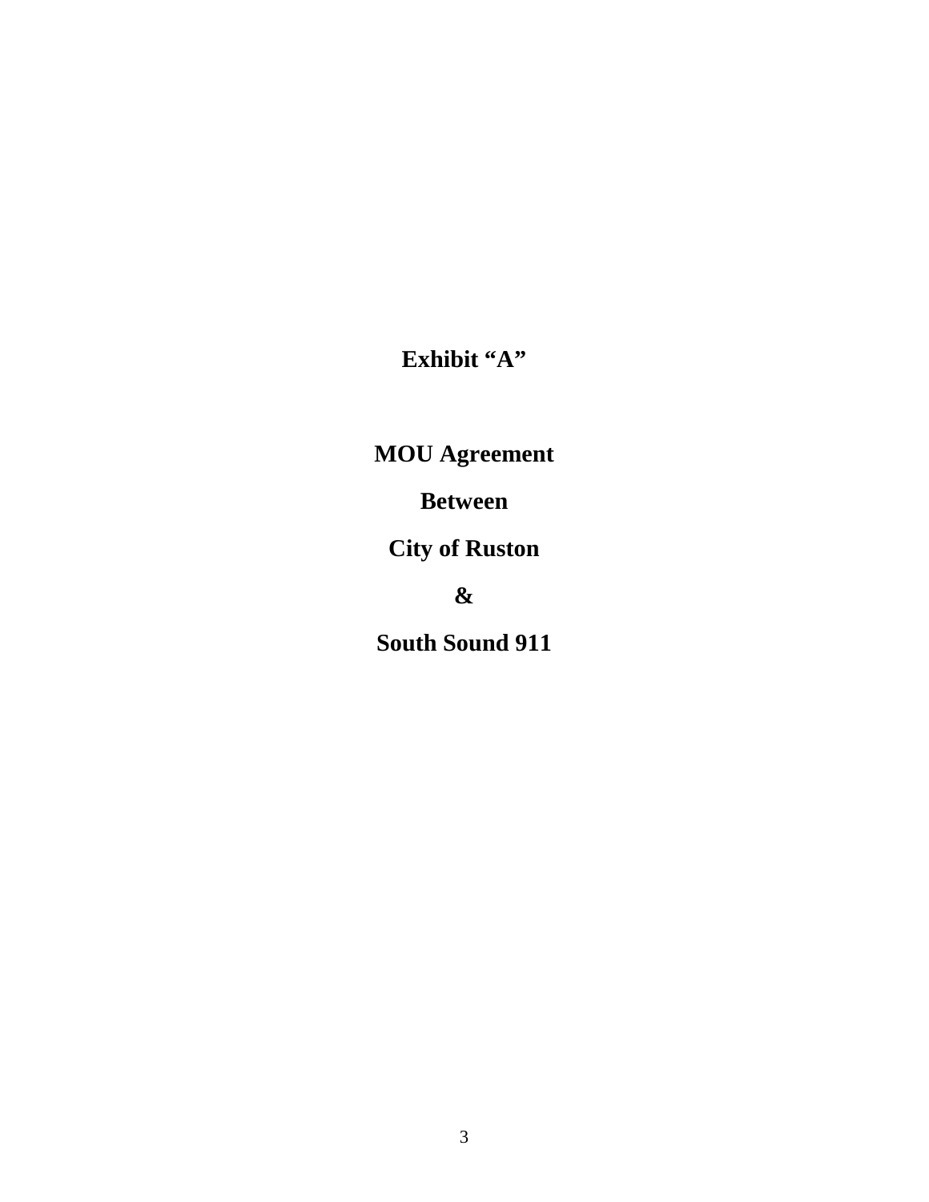**Exhibit "A"**

**MOU Agreement**

**Between**

**City of Ruston**

**&**

**South Sound 911**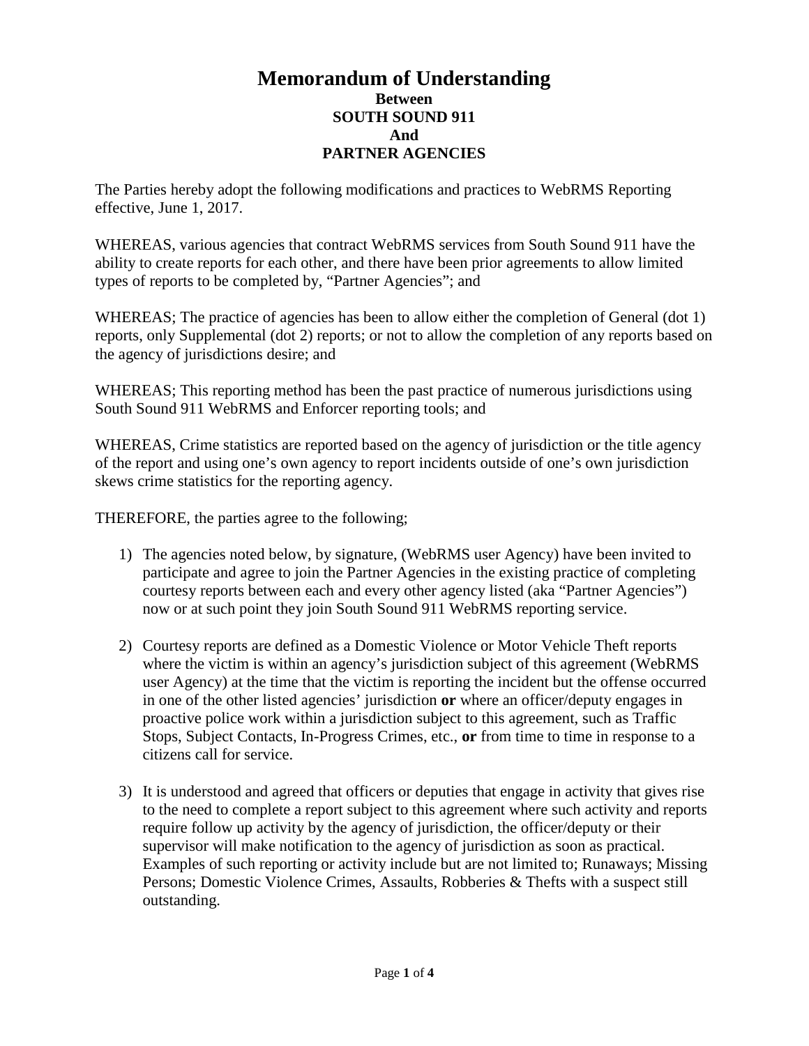# Memorandum of Understanding

**Between**
**SOUTH SOUND 911**
**And**
**PARTNER AGENCIES**

The Parties hereby adopt the following modifications and practices to WebRMS Reporting effective, June 1, 2017.

WHEREAS, various agencies that contract WebRMS services from South Sound 911 have the ability to create reports for each other, and there have been prior agreements to allow limited types of reports to be completed by, "Partner Agencies"; and

WHEREAS; The practice of agencies has been to allow either the completion of General (dot 1) reports, only Supplemental (dot 2) reports; or not to allow the completion of any reports based on the agency of jurisdictions desire; and

WHEREAS; This reporting method has been the past practice of numerous jurisdictions using South Sound 911 WebRMS and Enforcer reporting tools; and

WHEREAS, Crime statistics are reported based on the agency of jurisdiction or the title agency of the report and using one's own agency to report incidents outside of one's own jurisdiction skews crime statistics for the reporting agency.

THEREFORE, the parties agree to the following;

1) The agencies noted below, by signature, (WebRMS user Agency) have been invited to participate and agree to join the Partner Agencies in the existing practice of completing courtesy reports between each and every other agency listed (aka "Partner Agencies") now or at such point they join South Sound 911 WebRMS reporting service.

2) Courtesy reports are defined as a Domestic Violence or Motor Vehicle Theft reports where the victim is within an agency's jurisdiction subject of this agreement (WebRMS user Agency) at the time that the victim is reporting the incident but the offense occurred in one of the other listed agencies' jurisdiction **or** where an officer/deputy engages in proactive police work within a jurisdiction subject to this agreement, such as Traffic Stops, Subject Contacts, In-Progress Crimes, etc., **or** from time to time in response to a citizens call for service.

3) It is understood and agreed that officers or deputies that engage in activity that gives rise to the need to complete a report subject to this agreement where such activity and reports require follow up activity by the agency of jurisdiction, the officer/deputy or their supervisor will make notification to the agency of jurisdiction as soon as practical. Examples of such reporting or activity include but are not limited to; Runaways; Missing Persons; Domestic Violence Crimes, Assaults, Robberies & Thefts with a suspect still outstanding.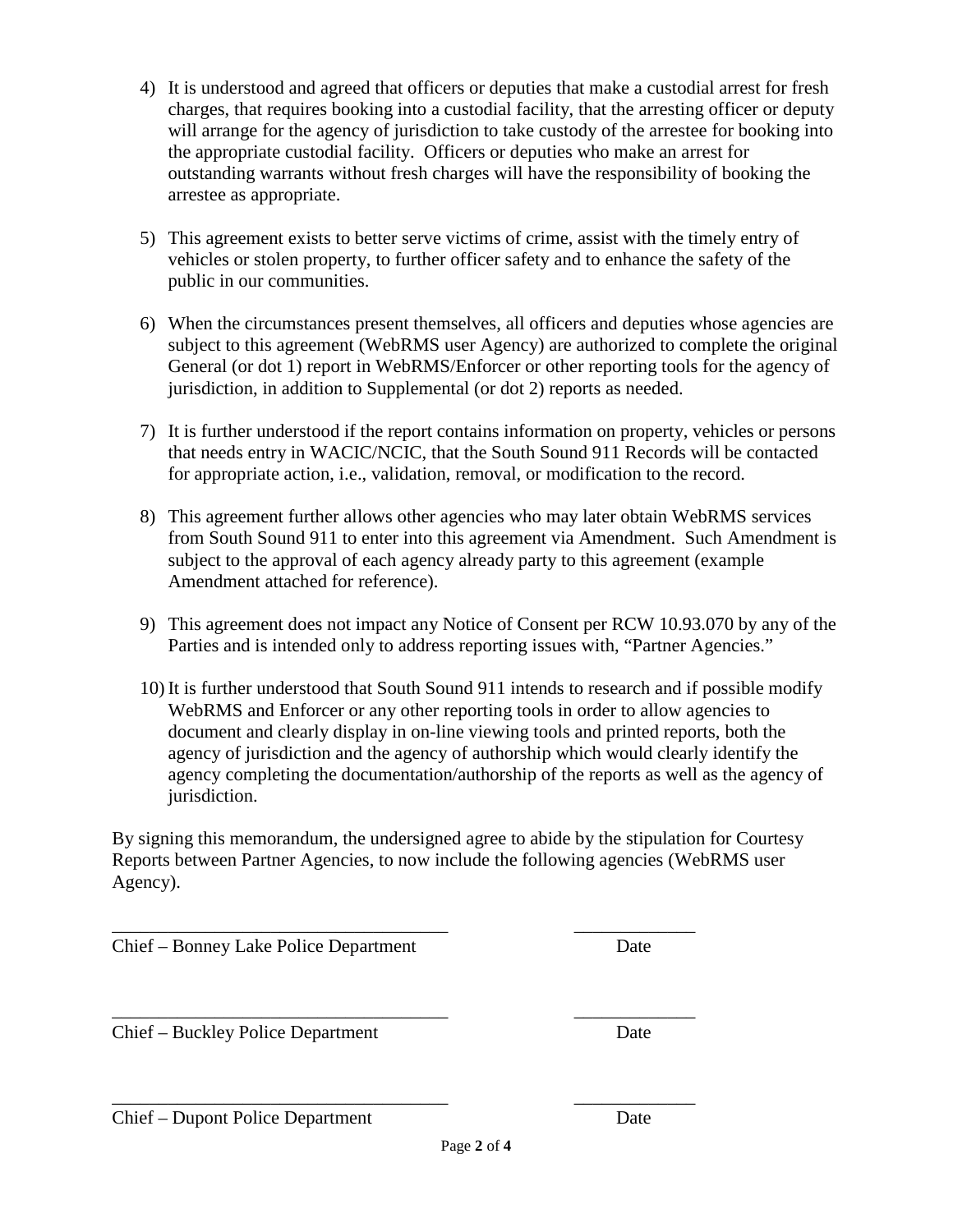4) It is understood and agreed that officers or deputies that make a custodial arrest for fresh charges, that requires booking into a custodial facility, that the arresting officer or deputy will arrange for the agency of jurisdiction to take custody of the arrestee for booking into the appropriate custodial facility. Officers or deputies who make an arrest for outstanding warrants without fresh charges will have the responsibility of booking the arrestee as appropriate.

5) This agreement exists to better serve victims of crime, assist with the timely entry of vehicles or stolen property, to further officer safety and to enhance the safety of the public in our communities.

6) When the circumstances present themselves, all officers and deputies whose agencies are subject to this agreement (WebRMS user Agency) are authorized to complete the original General (or dot 1) report in WebRMS/Enforcer or other reporting tools for the agency of jurisdiction, in addition to Supplemental (or dot 2) reports as needed.

7) It is further understood if the report contains information on property, vehicles or persons that needs entry in WACIC/NCIC, that the South Sound 911 Records will be contacted for appropriate action, i.e., validation, removal, or modification to the record.

8) This agreement further allows other agencies who may later obtain WebRMS services from South Sound 911 to enter into this agreement via Amendment. Such Amendment is subject to the approval of each agency already party to this agreement (example Amendment attached for reference).

9) This agreement does not impact any Notice of Consent per RCW 10.93.070 by any of the Parties and is intended only to address reporting issues with, "Partner Agencies."

10) It is further understood that South Sound 911 intends to research and if possible modify WebRMS and Enforcer or any other reporting tools in order to allow agencies to document and clearly display in on-line viewing tools and printed reports, both the agency of jurisdiction and the agency of authorship which would clearly identify the agency completing the documentation/authorship of the reports as well as the agency of jurisdiction.

By signing this memorandum, the undersigned agree to abide by the stipulation for Courtesy Reports between Partner Agencies, to now include the following agencies (WebRMS user Agency).

\_\_\_\_\_\_\_\_\_\_\_\_\_\_\_\_\_\_\_\_\_\_\_\_\_\_\_\_\_\_\_\_\_\_\_\_ \_\_\_\_\_\_\_\_\_\_\_\_\_

Chief – Bonney Lake Police Department Date

\_\_\_\_\_\_\_\_\_\_\_\_\_\_\_\_\_\_\_\_\_\_\_\_\_\_\_\_\_\_\_\_\_\_\_\_ \_\_\_\_\_\_\_\_\_\_\_\_\_

Chief – Buckley Police Department Date

\_\_\_\_\_\_\_\_\_\_\_\_\_\_\_\_\_\_\_\_\_\_\_\_\_\_\_\_\_\_\_\_\_\_\_\_ \_\_\_\_\_\_\_\_\_\_\_\_\_

Chief – Dupont Police Department Date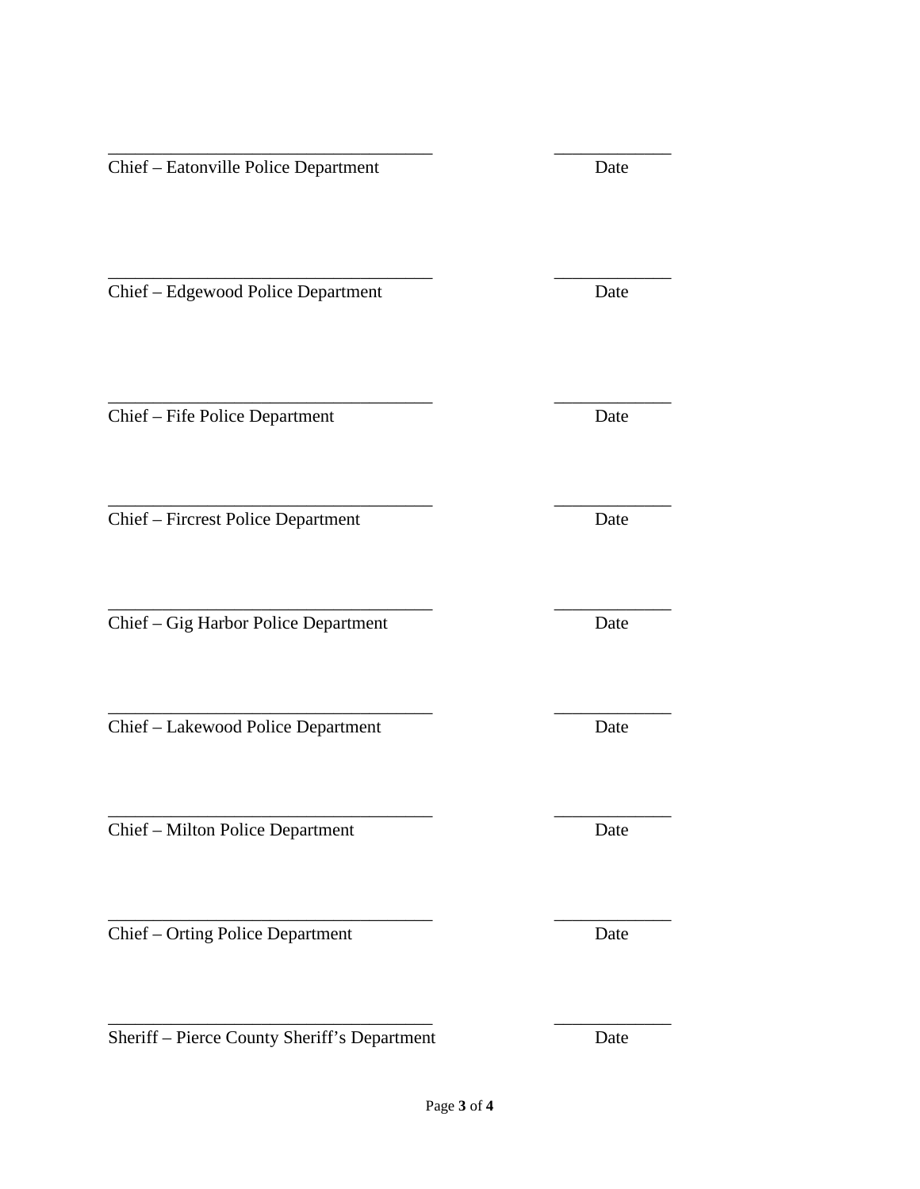_________________________________ _____________

Chief – Eatonville Police Department Date

_________________________________ _____________

Chief – Edgewood Police Department Date

_________________________________ _____________

Chief – Fife Police Department Date

_________________________________ _____________

Chief – Fircrest Police Department Date

_________________________________ _____________

Chief – Gig Harbor Police Department Date

_________________________________ _____________

Chief – Lakewood Police Department Date

_________________________________ _____________

Chief – Milton Police Department Date

_________________________________ _____________

Chief – Orting Police Department Date

_________________________________ _____________

Sheriff – Pierce County Sheriff's Department Date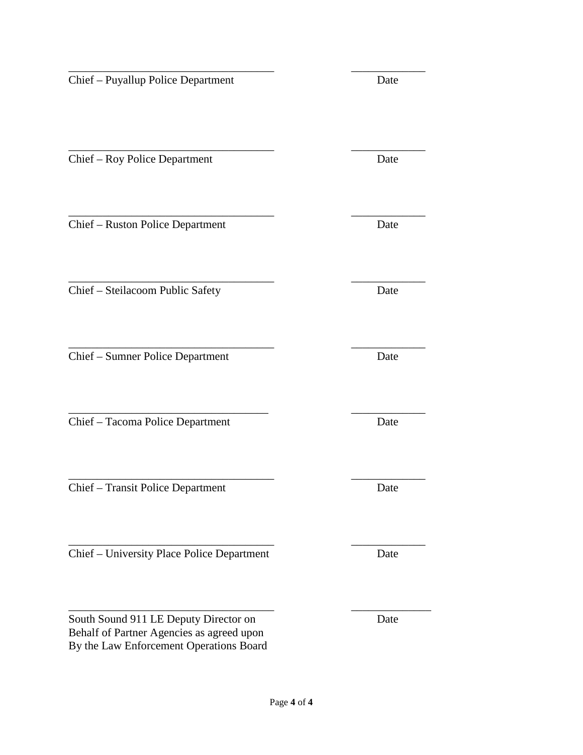\_\_\_\_\_\_\_\_\_\_\_\_\_\_\_\_\_\_\_\_\_\_\_\_\_\_\_\_\_\_\_\_\_\_\_\_ \_\_\_\_\_\_\_\_\_\_\_\_\_

Chief – Puyallup Police Department Date

\_\_\_\_\_\_\_\_\_\_\_\_\_\_\_\_\_\_\_\_\_\_\_\_\_\_\_\_\_\_\_\_\_\_\_\_ \_\_\_\_\_\_\_\_\_\_\_\_\_

Chief – Roy Police Department Date

\_\_\_\_\_\_\_\_\_\_\_\_\_\_\_\_\_\_\_\_\_\_\_\_\_\_\_\_\_\_\_\_\_\_\_\_ \_\_\_\_\_\_\_\_\_\_\_\_\_

Chief – Ruston Police Department Date

\_\_\_\_\_\_\_\_\_\_\_\_\_\_\_\_\_\_\_\_\_\_\_\_\_\_\_\_\_\_\_\_\_\_\_\_ \_\_\_\_\_\_\_\_\_\_\_\_\_

Chief – Steilacoom Public Safety Date

\_\_\_\_\_\_\_\_\_\_\_\_\_\_\_\_\_\_\_\_\_\_\_\_\_\_\_\_\_\_\_\_\_\_\_\_ \_\_\_\_\_\_\_\_\_\_\_\_\_

Chief – Sumner Police Department Date

\_\_\_\_\_\_\_\_\_\_\_\_\_\_\_\_\_\_\_\_\_\_\_\_\_\_\_\_\_\_\_\_\_\_\_ \_\_\_\_\_\_\_\_\_\_\_\_\_

Chief – Tacoma Police Department Date

\_\_\_\_\_\_\_\_\_\_\_\_\_\_\_\_\_\_\_\_\_\_\_\_\_\_\_\_\_\_\_\_\_\_\_\_ \_\_\_\_\_\_\_\_\_\_\_\_\_

Chief – Transit Police Department Date

\_\_\_\_\_\_\_\_\_\_\_\_\_\_\_\_\_\_\_\_\_\_\_\_\_\_\_\_\_\_\_\_\_\_\_\_ \_\_\_\_\_\_\_\_\_\_\_\_\_

Chief – University Place Police Department Date

\_\_\_\_\_\_\_\_\_\_\_\_\_\_\_\_\_\_\_\_\_\_\_\_\_\_\_\_\_\_\_\_\_\_\_\_ \_\_\_\_\_\_\_\_\_\_\_\_\_\_

South Sound 911 LE Deputy Director on
Behalf of Partner Agencies as agreed upon
By the Law Enforcement Operations Board Date